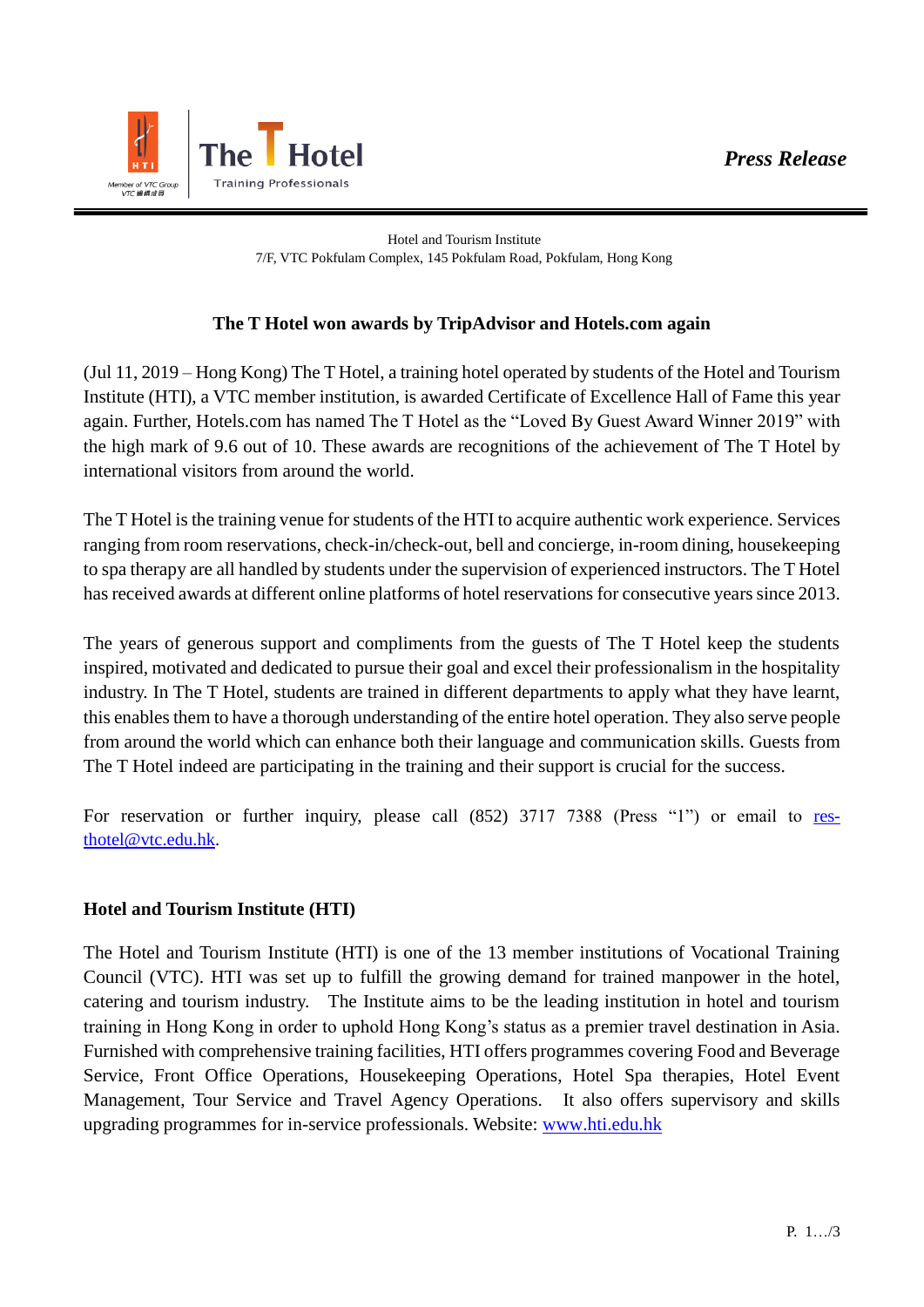The T Hotel

Training Professionals

***Press Release***

Hotel and Tourism Institute
7/F, VTC Pokfulam Complex, 145 Pokfulam Road, Pokfulam, Hong Kong

## The T Hotel won awards by TripAdvisor and Hotels.com again

(Jul 11, 2019 – Hong Kong) The T Hotel, a training hotel operated by students of the Hotel and Tourism Institute (HTI), a VTC member institution, is awarded Certificate of Excellence Hall of Fame this year again. Further, Hotels.com has named The T Hotel as the "Loved By Guest Award Winner 2019" with the high mark of 9.6 out of 10. These awards are recognitions of the achievement of The T Hotel by international visitors from around the world.

The T Hotel is the training venue for students of the HTI to acquire authentic work experience. Services ranging from room reservations, check-in/check-out, bell and concierge, in-room dining, housekeeping to spa therapy are all handled by students under the supervision of experienced instructors. The T Hotel has received awards at different online platforms of hotel reservations for consecutive years since 2013.

The years of generous support and compliments from the guests of The T Hotel keep the students inspired, motivated and dedicated to pursue their goal and excel their professionalism in the hospitality industry. In The T Hotel, students are trained in different departments to apply what they have learnt, this enables them to have a thorough understanding of the entire hotel operation. They also serve people from around the world which can enhance both their language and communication skills. Guests from The T Hotel indeed are participating in the training and their support is crucial for the success.

For reservation or further inquiry, please call (852) 3717 7388 (Press "1") or email to res-thotel@vtc.edu.hk.

### Hotel and Tourism Institute (HTI)

The Hotel and Tourism Institute (HTI) is one of the 13 member institutions of Vocational Training Council (VTC). HTI was set up to fulfill the growing demand for trained manpower in the hotel, catering and tourism industry. The Institute aims to be the leading institution in hotel and tourism training in Hong Kong in order to uphold Hong Kong's status as a premier travel destination in Asia. Furnished with comprehensive training facilities, HTI offers programmes covering Food and Beverage Service, Front Office Operations, Housekeeping Operations, Hotel Spa therapies, Hotel Event Management, Tour Service and Travel Agency Operations. It also offers supervisory and skills upgrading programmes for in-service professionals. Website: www.hti.edu.hk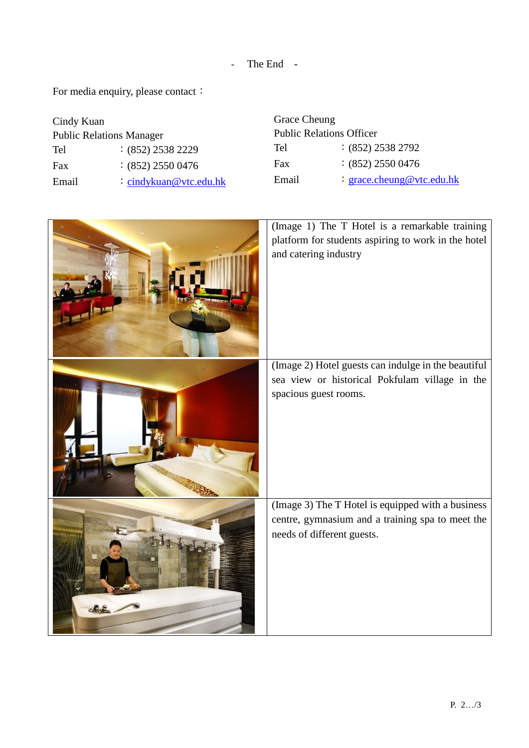- The End -

For media enquiry, please contact：

Cindy Kuan
Public Relations Manager
Tel ：(852) 2538 2229
Fax ：(852) 2550 0476
Email ：cindykuan@vtc.edu.hk

Grace Cheung
Public Relations Officer
Tel ：(852) 2538 2792
Fax ：(852) 2550 0476
Email ：grace.cheung@vtc.edu.hk

| | |
|---|---|
| | (Image 1) The T Hotel is a remarkable training platform for students aspiring to work in the hotel and catering industry |
| | (Image 2) Hotel guests can indulge in the beautiful sea view or historical Pokfulam village in the spacious guest rooms. |
| | (Image 3) The T Hotel is equipped with a business centre, gymnasium and a training spa to meet the needs of different guests. |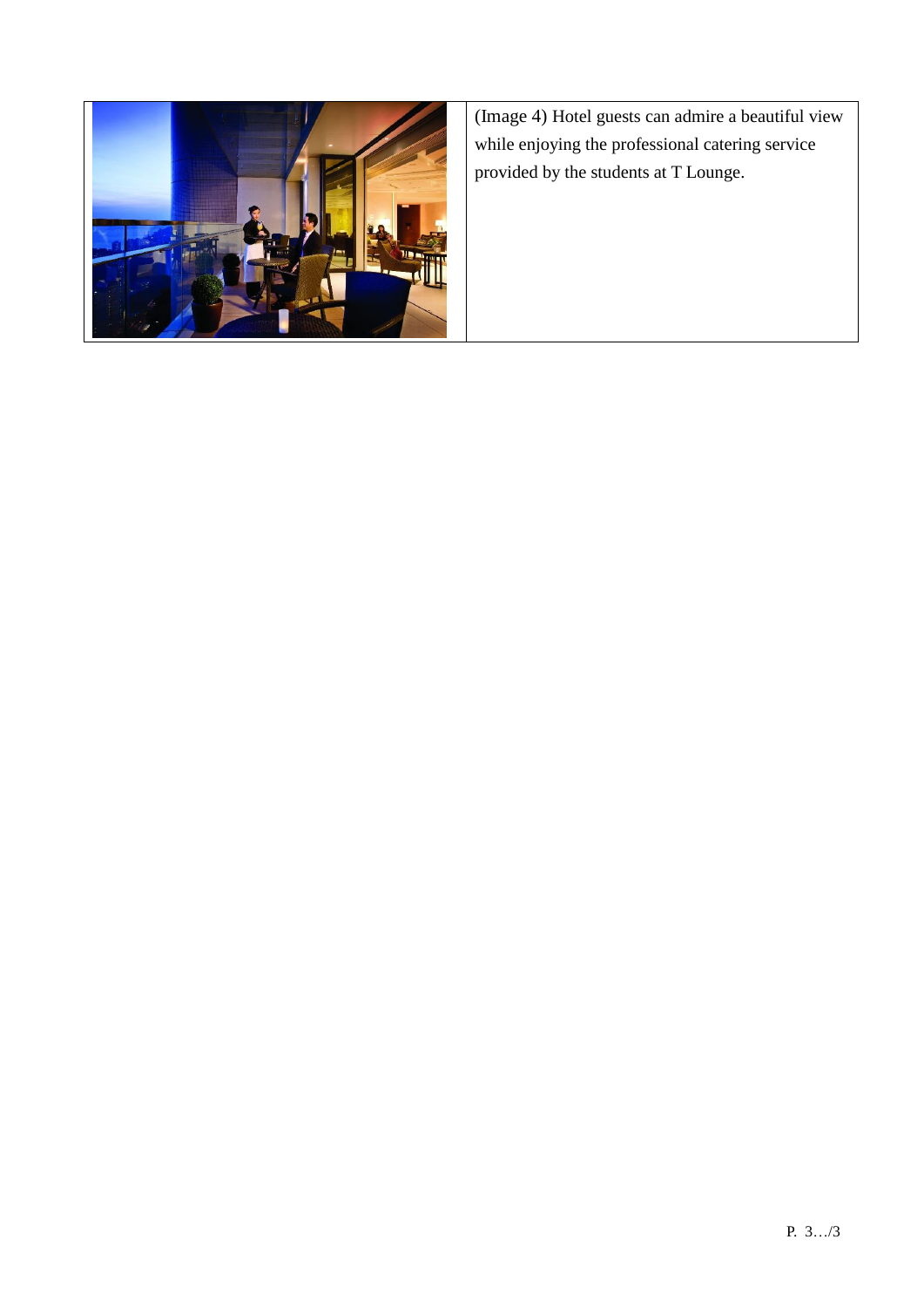(Image 4) Hotel guests can admire a beautiful view while enjoying the professional catering service provided by the students at T Lounge.